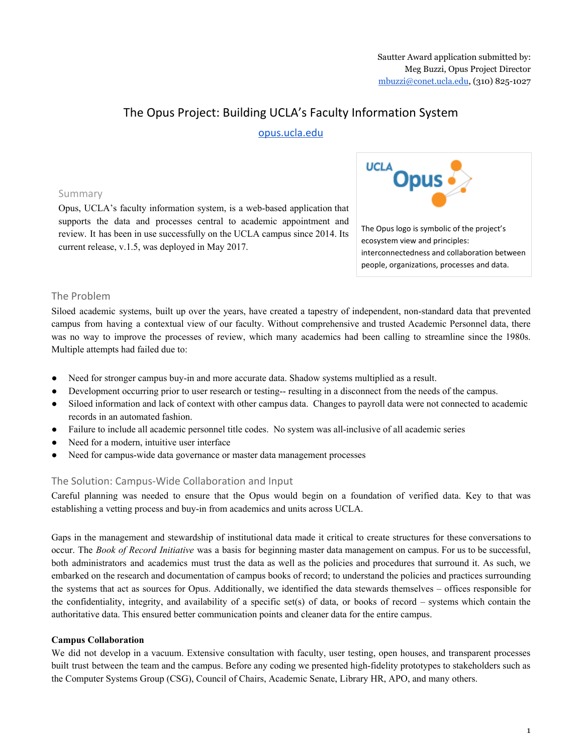Sautter Award application submitted by:
Meg Buzzi, Opus Project Director
mbuzzi@conet.ucla.edu, (310) 825-1027

# The Opus Project: Building UCLA's Faculty Information System

opus.ucla.edu

## Summary

Opus, UCLA's faculty information system, is a web-based application that supports the data and processes central to academic appointment and review. It has been in use successfully on the UCLA campus since 2014. Its current release, v.1.5, was deployed in May 2017.

The Opus logo is symbolic of the project's ecosystem view and principles: interconnectedness and collaboration between people, organizations, processes and data.

## The Problem

Siloed academic systems, built up over the years, have created a tapestry of independent, non-standard data that prevented campus from having a contextual view of our faculty. Without comprehensive and trusted Academic Personnel data, there was no way to improve the processes of review, which many academics had been calling to streamline since the 1980s. Multiple attempts had failed due to:

- Need for stronger campus buy-in and more accurate data. Shadow systems multiplied as a result.
- Development occurring prior to user research or testing-- resulting in a disconnect from the needs of the campus.
- Siloed information and lack of context with other campus data. Changes to payroll data were not connected to academic records in an automated fashion.
- Failure to include all academic personnel title codes. No system was all-inclusive of all academic series
- Need for a modern, intuitive user interface
- Need for campus-wide data governance or master data management processes

## The Solution: Campus-Wide Collaboration and Input

Careful planning was needed to ensure that the Opus would begin on a foundation of verified data. Key to that was establishing a vetting process and buy-in from academics and units across UCLA.

Gaps in the management and stewardship of institutional data made it critical to create structures for these conversations to occur. The *Book of Record Initiative* was a basis for beginning master data management on campus. For us to be successful, both administrators and academics must trust the data as well as the policies and procedures that surround it. As such, we embarked on the research and documentation of campus books of record; to understand the policies and practices surrounding the systems that act as sources for Opus. Additionally, we identified the data stewards themselves – offices responsible for the confidentiality, integrity, and availability of a specific set(s) of data, or books of record – systems which contain the authoritative data. This ensured better communication points and cleaner data for the entire campus.

**Campus Collaboration**

We did not develop in a vacuum. Extensive consultation with faculty, user testing, open houses, and transparent processes built trust between the team and the campus. Before any coding we presented high-fidelity prototypes to stakeholders such as the Computer Systems Group (CSG), Council of Chairs, Academic Senate, Library HR, APO, and many others.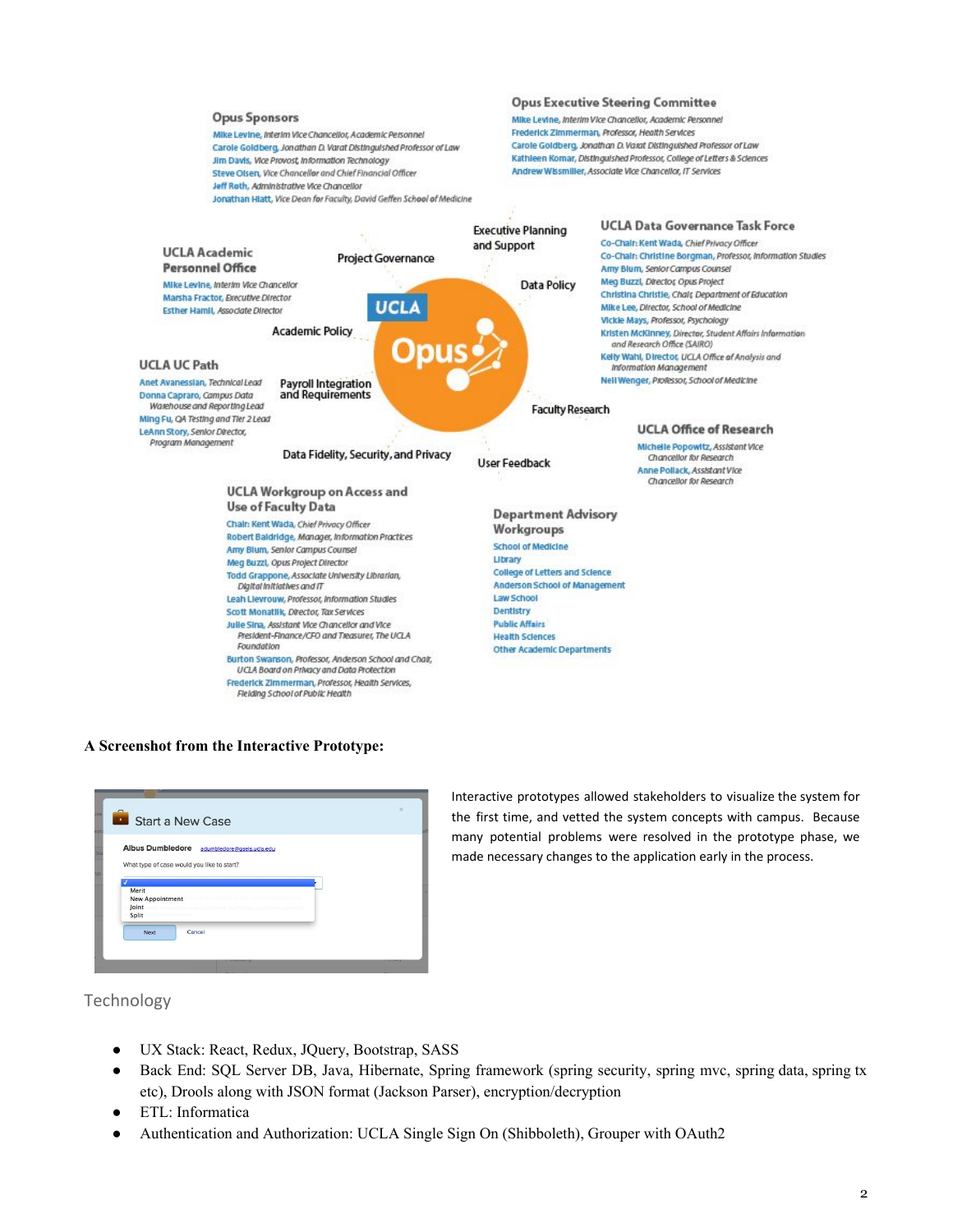### Opus Sponsors

Mike Levine, Interim Vice Chancellor, Academic Personnel
Carole Goldberg, Jonathan D. Varat Distinguished Professor of Law
Jim Davis, Vice Provost, Information Technology
Steve Olsen, Vice Chancellor and Chief Financial Officer
Jeff Roth, Administrative Vice Chancellor
Jonathan Hiatt, Vice Dean for Faculty, David Geffen School of Medicine

### Opus Executive Steering Committee

Mike Levine, Interim Vice Chancellor, Academic Personnel
Frederick Zimmerman, Professor, Health Services
Carole Goldberg, Jonathan D. Varat Distinguished Professor of Law
Kathleen Komar, Distinguished Professor, College of Letters & Sciences
Andrew Wissmiller, Associate Vice Chancellor, IT Services

### UCLA Academic Personnel Office

Mike Levine, Interim Vice Chancellor
Marsha Fractor, Executive Director
Esther Hamil, Associate Director

### UCLA Data Governance Task Force

Co-Chair: Kent Wada, Chief Privacy Officer
Co-Chair: Christine Borgman, Professor, Information Studies
Amy Blum, Senior Campus Counsel
Meg Buzzi, Director, Opus Project
Christina Christie, Chair, Department of Education
Mike Lee, Director, School of Medicine
Vickie Mays, Professor, Psychology
Kristen McKinney, Director, Student Affairs Information and Research Office (SAIRO)
Kelly Wahl, Director, UCLA Office of Analysis and Information Management
Neil Wenger, Professor, School of Medicine

UCLA Opus: Project Governance · Executive Planning and Support · Data Policy · Academic Policy · Payroll Integration and Requirements · Faculty Research · Data Fidelity, Security, and Privacy · User Feedback

### UCLA UC Path

Anet Avanessian, Technical Lead
Donna Capraro, Campus Data Warehouse and Reporting Lead
Ming Fu, QA Testing and Tier 2 Lead
LeAnn Story, Senior Director, Program Management

### UCLA Office of Research

Michelle Popowitz, Assistant Vice Chancellor for Research
Anne Pollack, Assistant Vice Chancellor for Research

### UCLA Workgroup on Access and Use of Faculty Data

Chair: Kent Wada, Chief Privacy Officer
Robert Baldridge, Manager, Information Practices
Amy Blum, Senior Campus Counsel
Meg Buzzi, Opus Project Director
Todd Grappone, Associate University Librarian, Digital Initiatives and IT
Leah Lievrouw, Professor, Information Studies
Scott Monatlik, Director, Tax Services
Julie Sina, Assistant Vice Chancellor and Vice President-Finance/CFO and Treasurer, The UCLA Foundation
Burton Swanson, Professor, Anderson School and Chair, UCLA Board on Privacy and Data Protection
Frederick Zimmerman, Professor, Health Services, Fielding School of Public Health

### Department Advisory Workgroups

School of Medicine
Library
College of Letters and Science
Anderson School of Management
Law School
Dentistry
Public Affairs
Health Sciences
Other Academic Departments

**A Screenshot from the Interactive Prototype:**

Start a New Case

Albus Dumbledore adumbledore@gseis.ucla.edu

What type of case would you like to start?

Merit
New Appointment
Joint
Split

Next Cancel

Interactive prototypes allowed stakeholders to visualize the system for the first time, and vetted the system concepts with campus. Because many potential problems were resolved in the prototype phase, we made necessary changes to the application early in the process.

## Technology

- UX Stack: React, Redux, JQuery, Bootstrap, SASS
- Back End: SQL Server DB, Java, Hibernate, Spring framework (spring security, spring mvc, spring data, spring tx etc), Drools along with JSON format (Jackson Parser), encryption/decryption
- ETL: Informatica
- Authentication and Authorization: UCLA Single Sign On (Shibboleth), Grouper with OAuth2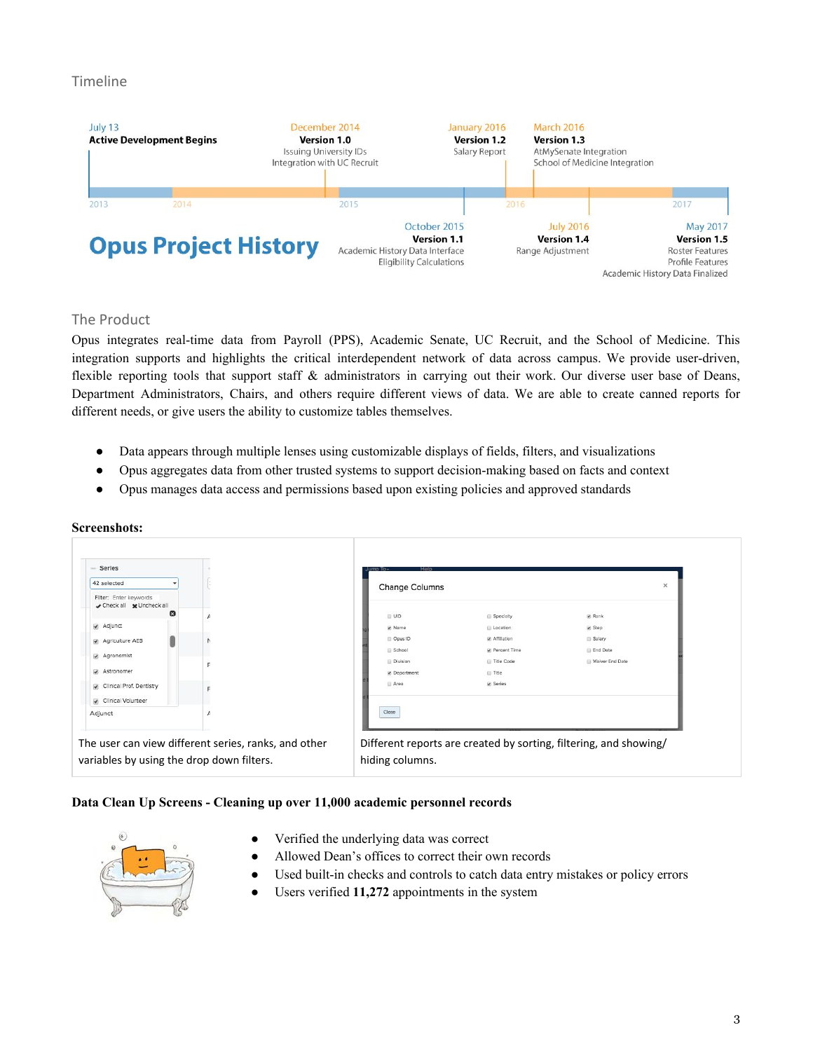## Timeline

**Opus Project History**

- **July 13** — **Active Development Begins**
- **December 2014** — **Version 1.0**: Issuing University IDs; Integration with UC Recruit
- **October 2015** — **Version 1.1**: Academic History Data Interface; Eligibility Calculations
- **January 2016** — **Version 1.2**: Salary Report
- **March 2016** — **Version 1.3**: AtMySenate Integration; School of Medicine Integration
- **July 2016** — **Version 1.4**: Range Adjustment
- **May 2017** — **Version 1.5**: Roster Features; Profile Features; Academic History Data Finalized

## The Product

Opus integrates real-time data from Payroll (PPS), Academic Senate, UC Recruit, and the School of Medicine. This integration supports and highlights the critical interdependent network of data across campus. We provide user-driven, flexible reporting tools that support staff & administrators in carrying out their work. Our diverse user base of Deans, Department Administrators, Chairs, and others require different views of data. We are able to create canned reports for different needs, or give users the ability to customize tables themselves.

- Data appears through multiple lenses using customizable displays of fields, filters, and visualizations
- Opus aggregates data from other trusted systems to support decision-making based on facts and context
- Opus manages data access and permissions based upon existing policies and approved standards

**Screenshots:**

| The user can view different series, ranks, and other variables by using the drop down filters. | Different reports are created by sorting, filtering, and showing/hiding columns. |
|---|---|

**Data Clean Up Screens - Cleaning up over 11,000 academic personnel records**

- Verified the underlying data was correct
- Allowed Dean's offices to correct their own records
- Used built-in checks and controls to catch data entry mistakes or policy errors
- Users verified **11,272** appointments in the system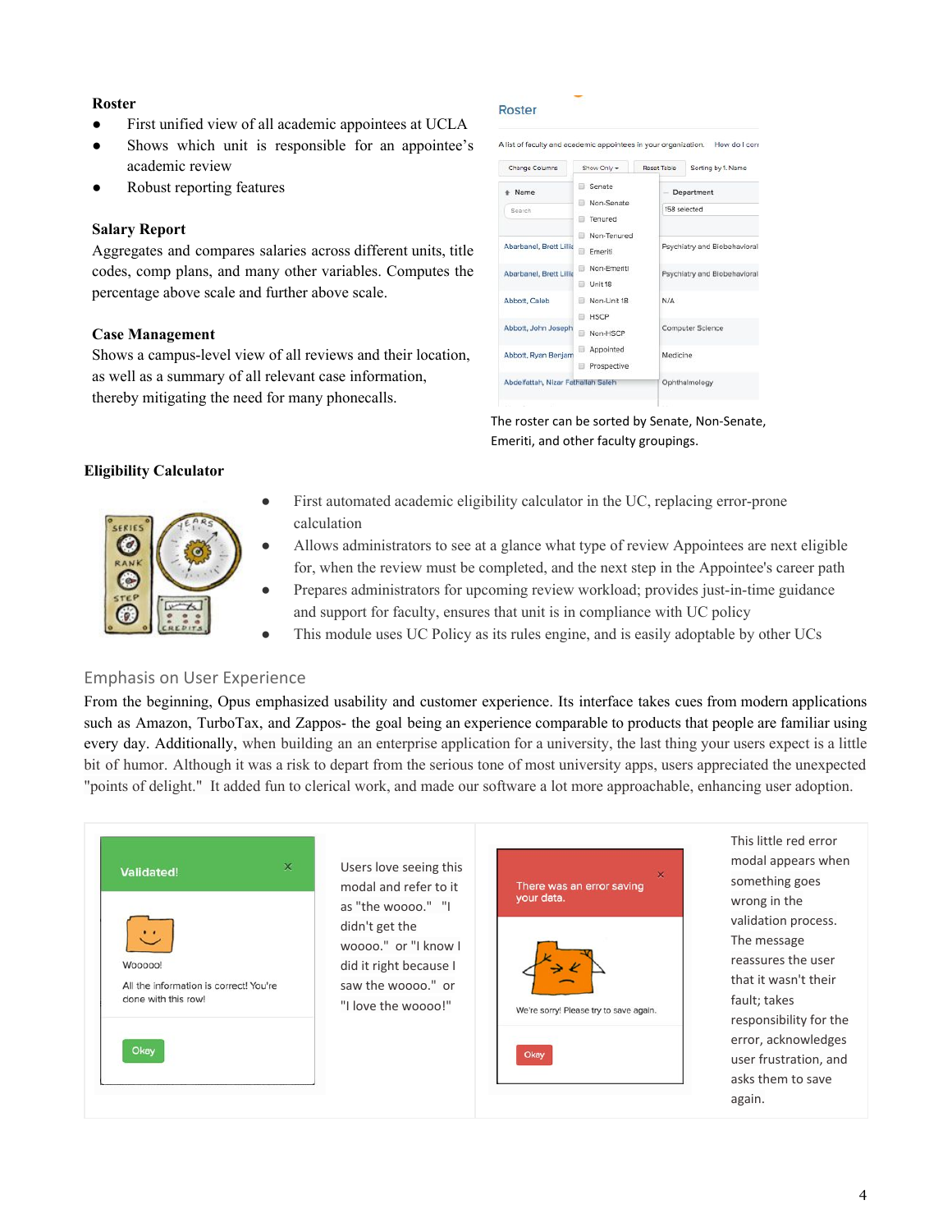**Roster**

- First unified view of all academic appointees at UCLA
- Shows which unit is responsible for an appointee's academic review
- Robust reporting features

The roster can be sorted by Senate, Non-Senate, Emeriti, and other faculty groupings.

**Salary Report**

Aggregates and compares salaries across different units, title codes, comp plans, and many other variables. Computes the percentage above scale and further above scale.

**Case Management**

Shows a campus-level view of all reviews and their location, as well as a summary of all relevant case information, thereby mitigating the need for many phonecalls.

**Eligibility Calculator**

- First automated academic eligibility calculator in the UC, replacing error-prone calculation
- Allows administrators to see at a glance what type of review Appointees are next eligible for, when the review must be completed, and the next step in the Appointee's career path
- Prepares administrators for upcoming review workload; provides just-in-time guidance and support for faculty, ensures that unit is in compliance with UC policy
- This module uses UC Policy as its rules engine, and is easily adoptable by other UCs

## Emphasis on User Experience

From the beginning, Opus emphasized usability and customer experience. Its interface takes cues from modern applications such as Amazon, TurboTax, and Zappos- the goal being an experience comparable to products that people are familiar using every day. Additionally, when building an an enterprise application for a university, the last thing your users expect is a little bit of humor. Although it was a risk to depart from the serious tone of most university apps, users appreciated the unexpected "points of delight." It added fun to clerical work, and made our software a lot more approachable, enhancing user adoption.

Users love seeing this modal and refer to it as "the woooo." "I didn't get the woooo." or "I know I did it right because I saw the woooo." or "I love the woooo!"

This little red error modal appears when something goes wrong in the validation process. The message reassures the user that it wasn't their fault; takes responsibility for the error, acknowledges user frustration, and asks them to save again.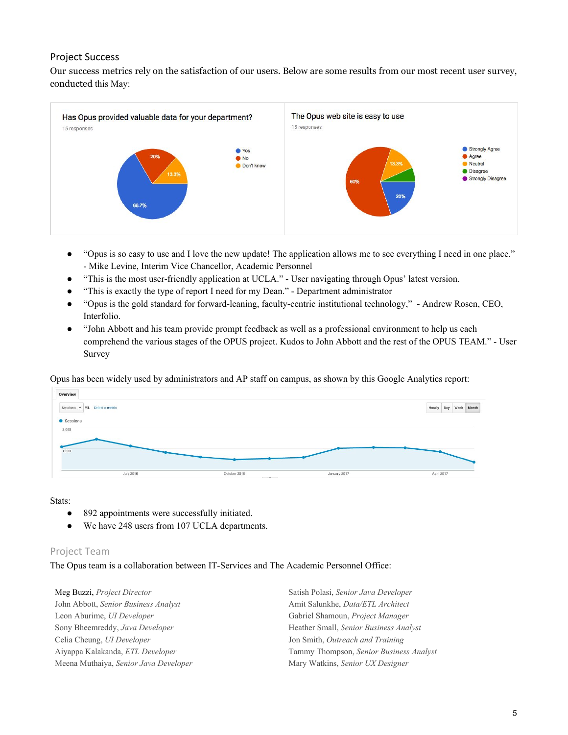## Project Success

Our success metrics rely on the satisfaction of our users. Below are some results from our most recent user survey, conducted this May:

Has Opus provided valuable data for your department?
15 responses
Yes
No
Don't know
20%
13.3%
66.7%

The Opus web site is easy to use
15 responses
Strongly Agree
Agree
Neutral
Disagree
Strongly Disagree
13.3%
60%
20%

- "Opus is so easy to use and I love the new update! The application allows me to see everything I need in one place." - Mike Levine, Interim Vice Chancellor, Academic Personnel
- "This is the most user-friendly application at UCLA." - User navigating through Opus' latest version.
- "This is exactly the type of report I need for my Dean." - Department administrator
- "Opus is the gold standard for forward-leaning, faculty-centric institutional technology," - Andrew Rosen, CEO, Interfolio.
- "John Abbott and his team provide prompt feedback as well as a professional environment to help us each comprehend the various stages of the OPUS project. Kudos to John Abbott and the rest of the OPUS TEAM." - User Survey

Opus has been widely used by administrators and AP staff on campus, as shown by this Google Analytics report:

Overview
Sessions VS. Select a metric
Hourly Day Week Month
Sessions
2,000
1,000
July 2016
October 2016
January 2017
April 2017

Stats:

- 892 appointments were successfully initiated.
- We have 248 users from 107 UCLA departments.

## Project Team

The Opus team is a collaboration between IT-Services and The Academic Personnel Office:

Meg Buzzi, *Project Director*
John Abbott, *Senior Business Analyst*
Leon Aburime, *UI Developer*
Sony Bheemreddy, *Java Developer*
Celia Cheung, *UI Developer*
Aiyappa Kalakanda, *ETL Developer*
Meena Muthaiya, *Senior Java Developer*
Satish Polasi, *Senior Java Developer*
Amit Salunkhe, *Data/ETL Architect*
Gabriel Shamoun, *Project Manager*
Heather Small, *Senior Business Analyst*
Jon Smith, *Outreach and Training*
Tammy Thompson, *Senior Business Analyst*
Mary Watkins, *Senior UX Designer*